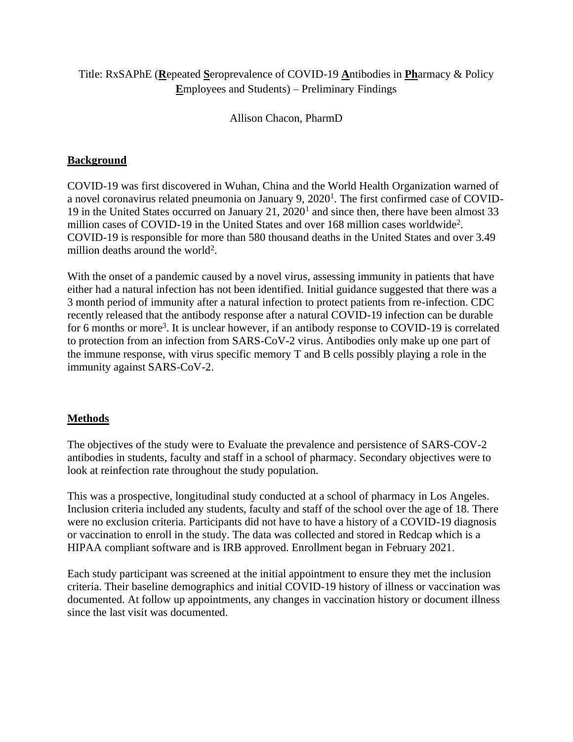Title: RxSAPhE (**R**epeated **S**eroprevalence of COVID-19 **A**ntibodies in **Ph**armacy & Policy **E**mployees and Students) – Preliminary Findings

Allison Chacon, PharmD

## Background

COVID-19 was first discovered in Wuhan, China and the World Health Organization warned of a novel coronavirus related pneumonia on January 9, 2020[1]. The first confirmed case of COVID-19 in the United States occurred on January 21, 2020[1] and since then, there have been almost 33 million cases of COVID-19 in the United States and over 168 million cases worldwide[2]. COVID-19 is responsible for more than 580 thousand deaths in the United States and over 3.49 million deaths around the world[2].

With the onset of a pandemic caused by a novel virus, assessing immunity in patients that have either had a natural infection has not been identified. Initial guidance suggested that there was a 3 month period of immunity after a natural infection to protect patients from re-infection. CDC recently released that the antibody response after a natural COVID-19 infection can be durable for 6 months or more[3]. It is unclear however, if an antibody response to COVID-19 is correlated to protection from an infection from SARS-CoV-2 virus. Antibodies only make up one part of the immune response, with virus specific memory T and B cells possibly playing a role in the immunity against SARS-CoV-2.

## Methods

The objectives of the study were to Evaluate the prevalence and persistence of SARS-COV-2 antibodies in students, faculty and staff in a school of pharmacy. Secondary objectives were to look at reinfection rate throughout the study population.

This was a prospective, longitudinal study conducted at a school of pharmacy in Los Angeles. Inclusion criteria included any students, faculty and staff of the school over the age of 18. There were no exclusion criteria. Participants did not have to have a history of a COVID-19 diagnosis or vaccination to enroll in the study. The data was collected and stored in Redcap which is a HIPAA compliant software and is IRB approved. Enrollment began in February 2021.

Each study participant was screened at the initial appointment to ensure they met the inclusion criteria. Their baseline demographics and initial COVID-19 history of illness or vaccination was documented. At follow up appointments, any changes in vaccination history or document illness since the last visit was documented.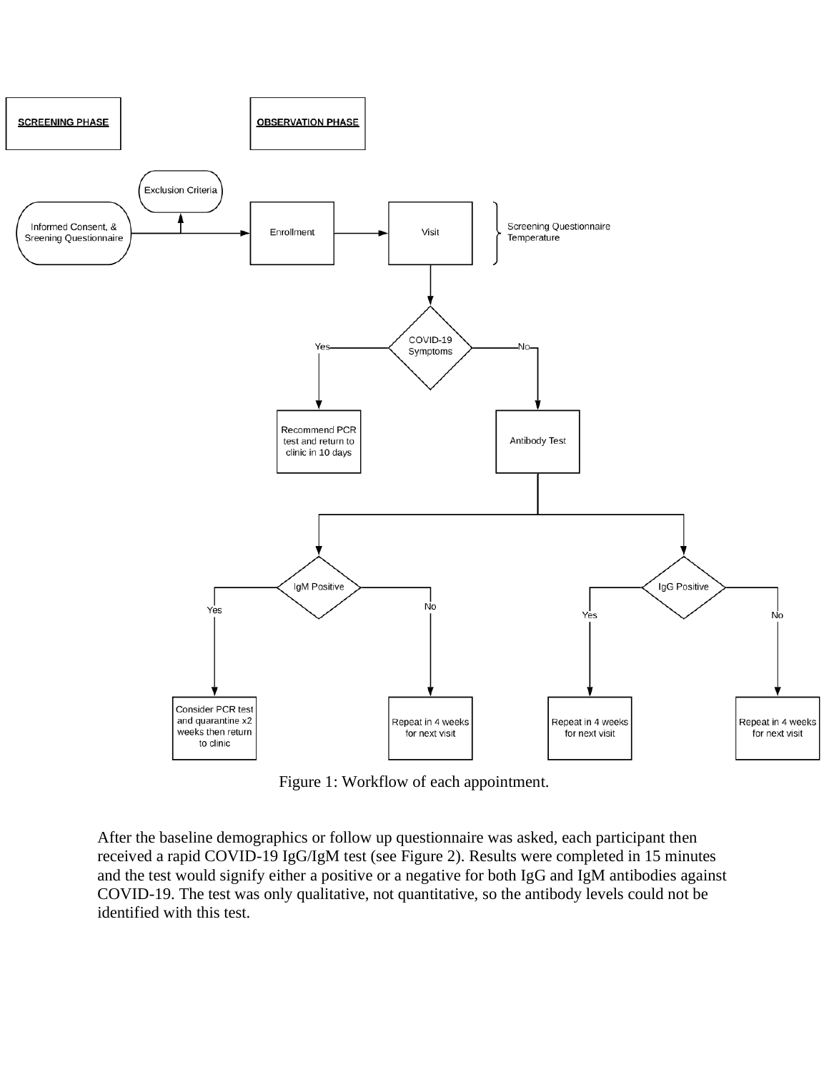**SCREENING PHASE**

**OBSERVATION PHASE**

Informed Consent, & Sreening Questionnaire

Exclusion Criteria

Enrollment

Visit

Screening Questionnaire
Temperature

COVID-19 Symptoms

Yes

No

Recommend PCR test and return to clinic in 10 days

Antibody Test

IgM Positive

Yes

No

Consider PCR test and quarantine x2 weeks then return to clinic

Repeat in 4 weeks for next visit

IgG Positive

Yes

No

Repeat in 4 weeks for next visit

Repeat in 4 weeks for next visit

Figure 1: Workflow of each appointment.

After the baseline demographics or follow up questionnaire was asked, each participant then received a rapid COVID-19 IgG/IgM test (see Figure 2). Results were completed in 15 minutes and the test would signify either a positive or a negative for both IgG and IgM antibodies against COVID-19. The test was only qualitative, not quantitative, so the antibody levels could not be identified with this test.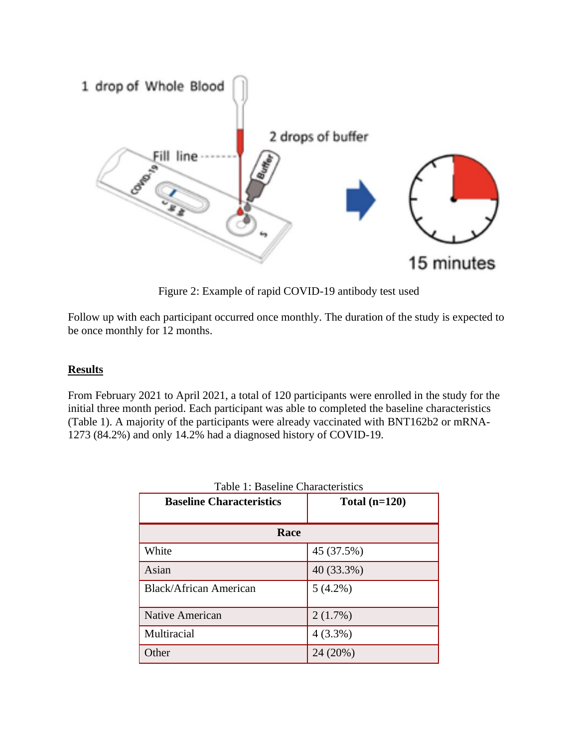Figure 2: Example of rapid COVID-19 antibody test used

Follow up with each participant occurred once monthly. The duration of the study is expected to be once monthly for 12 months.

## Results

From February 2021 to April 2021, a total of 120 participants were enrolled in the study for the initial three month period. Each participant was able to completed the baseline characteristics (Table 1). A majority of the participants were already vaccinated with BNT162b2 or mRNA-1273 (84.2%) and only 14.2% had a diagnosed history of COVID-19.

Table 1: Baseline Characteristics

| Baseline Characteristics | Total (n=120) |
| --- | --- |
| **Race** | |
| White | 45 (37.5%) |
| Asian | 40 (33.3%) |
| Black/African American | 5 (4.2%) |
| Native American | 2 (1.7%) |
| Multiracial | 4 (3.3%) |
| Other | 24 (20%) |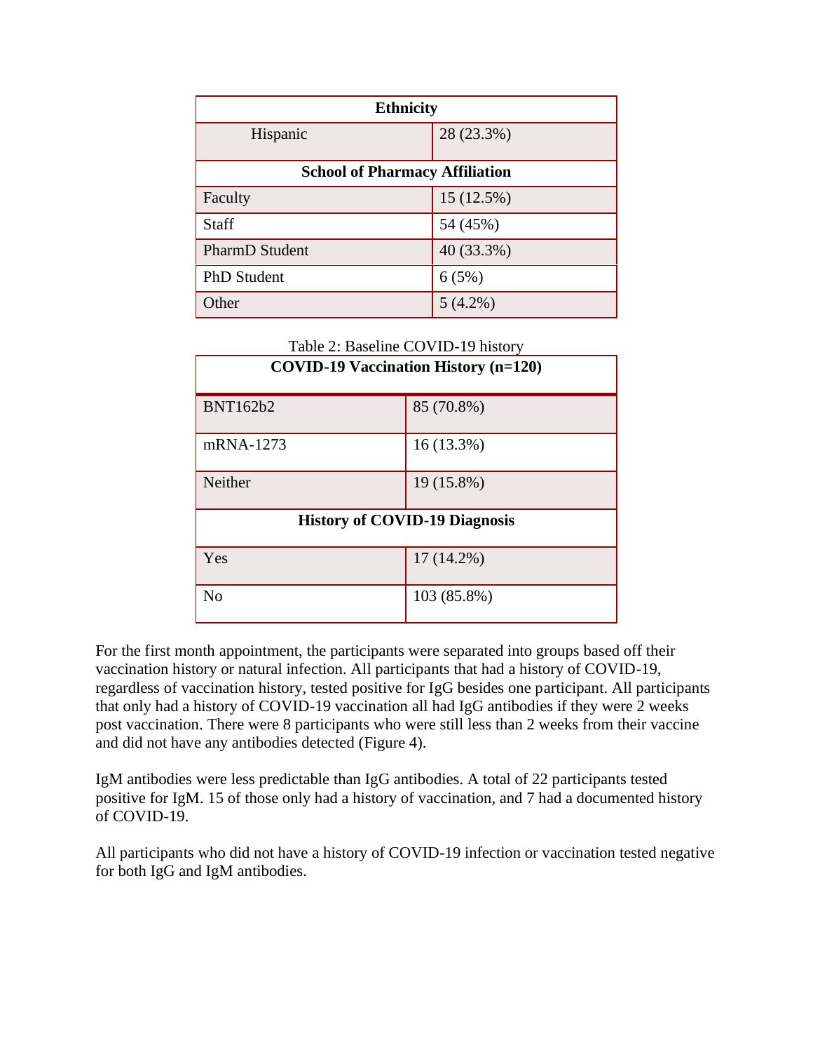| Ethnicity | |
|---|---|
| Hispanic | 28 (23.3%) |
| **School of Pharmacy Affiliation** | |
| Faculty | 15 (12.5%) |
| Staff | 54 (45%) |
| PharmD Student | 40 (33.3%) |
| PhD Student | 6 (5%) |
| Other | 5 (4.2%) |

Table 2: Baseline COVID-19 history

| COVID-19 Vaccination History (n=120) | |
|---|---|
| BNT162b2 | 85 (70.8%) |
| mRNA-1273 | 16 (13.3%) |
| Neither | 19 (15.8%) |
| **History of COVID-19 Diagnosis** | |
| Yes | 17 (14.2%) |
| No | 103 (85.8%) |

For the first month appointment, the participants were separated into groups based off their vaccination history or natural infection. All participants that had a history of COVID-19, regardless of vaccination history, tested positive for IgG besides one participant. All participants that only had a history of COVID-19 vaccination all had IgG antibodies if they were 2 weeks post vaccination. There were 8 participants who were still less than 2 weeks from their vaccine and did not have any antibodies detected (Figure 4).

IgM antibodies were less predictable than IgG antibodies. A total of 22 participants tested positive for IgM. 15 of those only had a history of vaccination, and 7 had a documented history of COVID-19.

All participants who did not have a history of COVID-19 infection or vaccination tested negative for both IgG and IgM antibodies.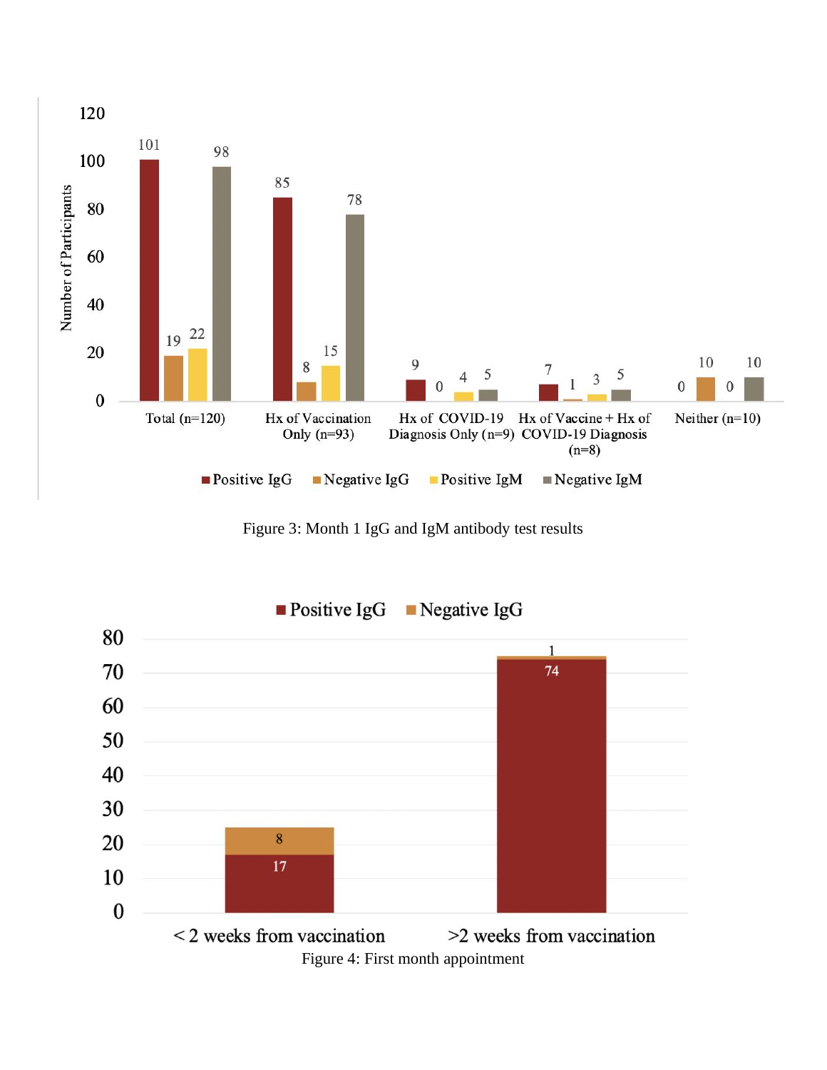Figure 3: Month 1 IgG and IgM antibody test results

Figure 4: First month appointment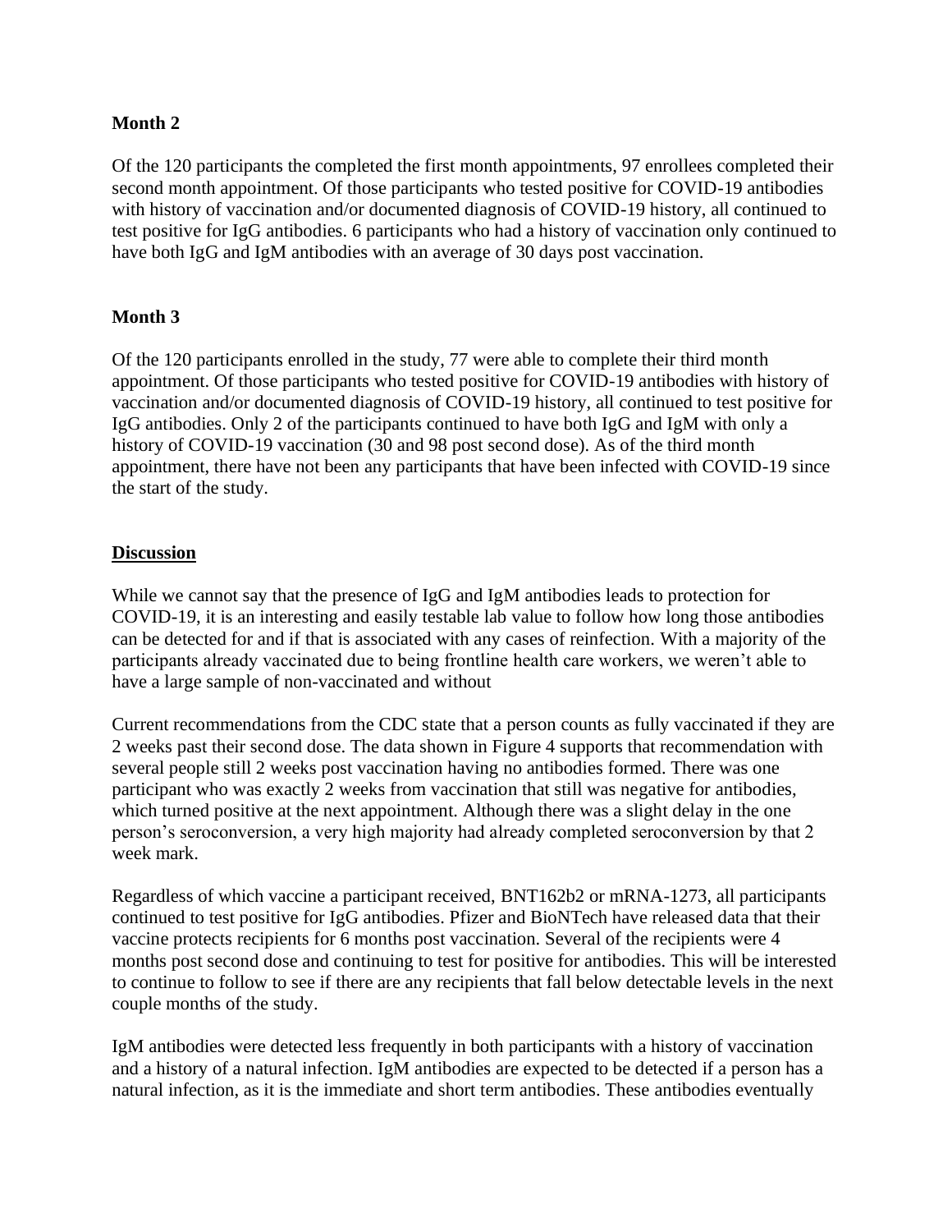**Month 2**

Of the 120 participants the completed the first month appointments, 97 enrollees completed their second month appointment. Of those participants who tested positive for COVID-19 antibodies with history of vaccination and/or documented diagnosis of COVID-19 history, all continued to test positive for IgG antibodies. 6 participants who had a history of vaccination only continued to have both IgG and IgM antibodies with an average of 30 days post vaccination.

**Month 3**

Of the 120 participants enrolled in the study, 77 were able to complete their third month appointment. Of those participants who tested positive for COVID-19 antibodies with history of vaccination and/or documented diagnosis of COVID-19 history, all continued to test positive for IgG antibodies. Only 2 of the participants continued to have both IgG and IgM with only a history of COVID-19 vaccination (30 and 98 post second dose). As of the third month appointment, there have not been any participants that have been infected with COVID-19 since the start of the study.

## Discussion

While we cannot say that the presence of IgG and IgM antibodies leads to protection for COVID-19, it is an interesting and easily testable lab value to follow how long those antibodies can be detected for and if that is associated with any cases of reinfection. With a majority of the participants already vaccinated due to being frontline health care workers, we weren't able to have a large sample of non-vaccinated and without

Current recommendations from the CDC state that a person counts as fully vaccinated if they are 2 weeks past their second dose. The data shown in Figure 4 supports that recommendation with several people still 2 weeks post vaccination having no antibodies formed. There was one participant who was exactly 2 weeks from vaccination that still was negative for antibodies, which turned positive at the next appointment. Although there was a slight delay in the one person's seroconversion, a very high majority had already completed seroconversion by that 2 week mark.

Regardless of which vaccine a participant received, BNT162b2 or mRNA-1273, all participants continued to test positive for IgG antibodies. Pfizer and BioNTech have released data that their vaccine protects recipients for 6 months post vaccination. Several of the recipients were 4 months post second dose and continuing to test for positive for antibodies. This will be interested to continue to follow to see if there are any recipients that fall below detectable levels in the next couple months of the study.

IgM antibodies were detected less frequently in both participants with a history of vaccination and a history of a natural infection. IgM antibodies are expected to be detected if a person has a natural infection, as it is the immediate and short term antibodies. These antibodies eventually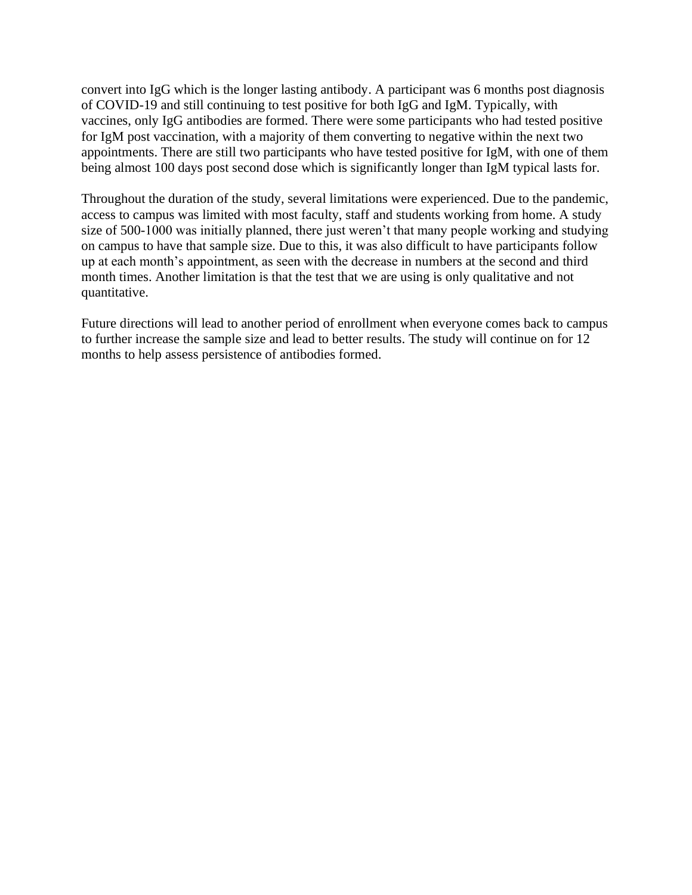convert into IgG which is the longer lasting antibody. A participant was 6 months post diagnosis of COVID-19 and still continuing to test positive for both IgG and IgM. Typically, with vaccines, only IgG antibodies are formed. There were some participants who had tested positive for IgM post vaccination, with a majority of them converting to negative within the next two appointments. There are still two participants who have tested positive for IgM, with one of them being almost 100 days post second dose which is significantly longer than IgM typical lasts for.

Throughout the duration of the study, several limitations were experienced. Due to the pandemic, access to campus was limited with most faculty, staff and students working from home. A study size of 500-1000 was initially planned, there just weren't that many people working and studying on campus to have that sample size. Due to this, it was also difficult to have participants follow up at each month's appointment, as seen with the decrease in numbers at the second and third month times. Another limitation is that the test that we are using is only qualitative and not quantitative.

Future directions will lead to another period of enrollment when everyone comes back to campus to further increase the sample size and lead to better results. The study will continue on for 12 months to help assess persistence of antibodies formed.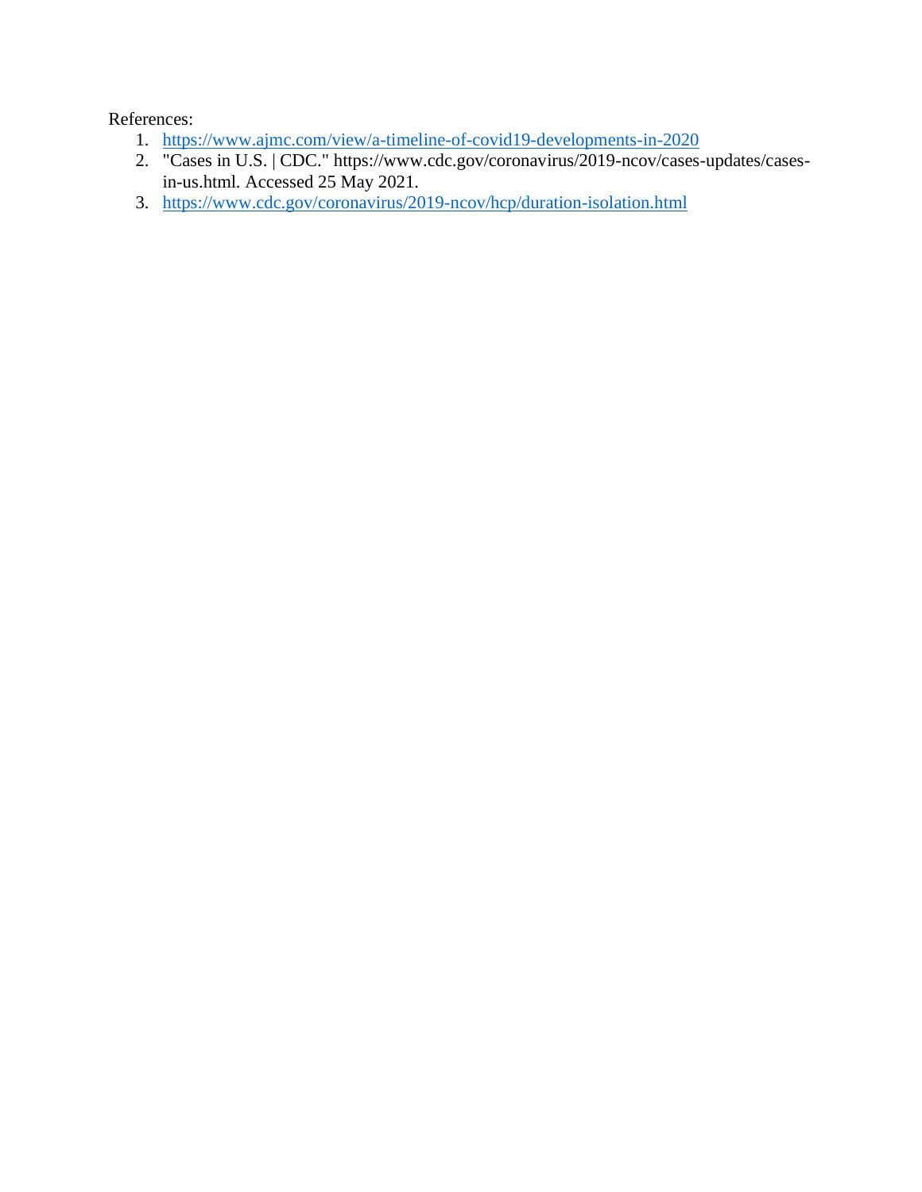References:

1. https://www.ajmc.com/view/a-timeline-of-covid19-developments-in-2020
2. "Cases in U.S. | CDC." https://www.cdc.gov/coronavirus/2019-ncov/cases-updates/cases-in-us.html. Accessed 25 May 2021.
3. https://www.cdc.gov/coronavirus/2019-ncov/hcp/duration-isolation.html